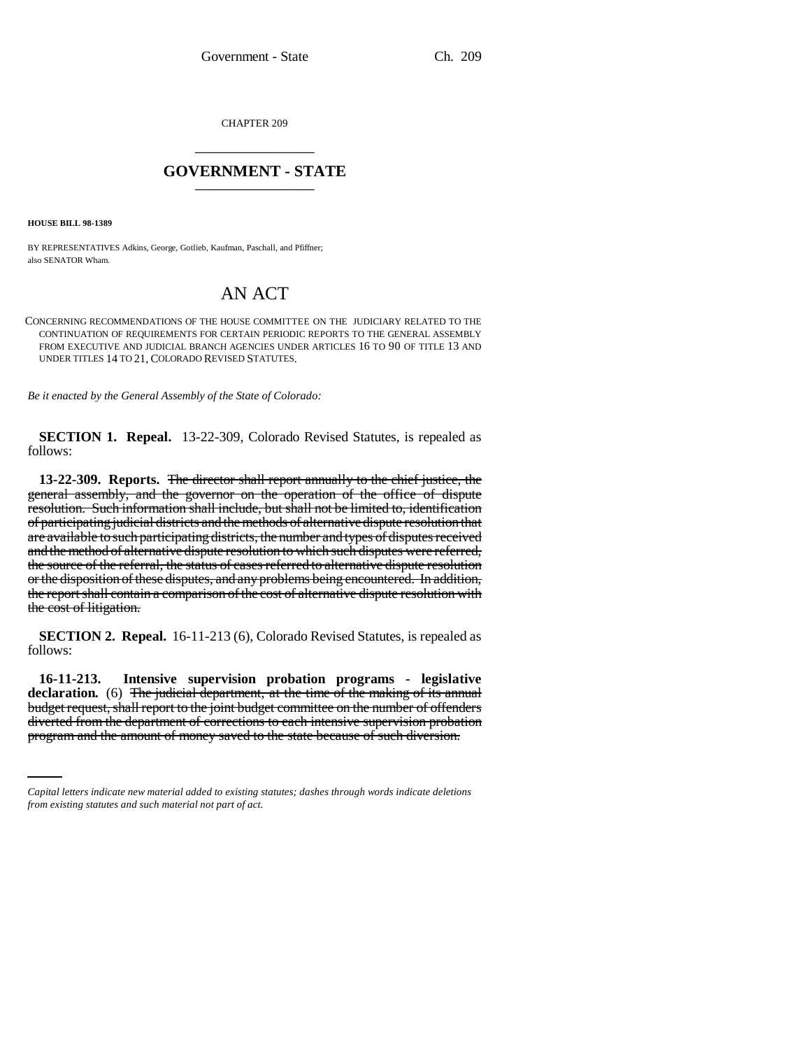CHAPTER 209

## GOVERNMENT - STATE

**HOUSE BILL 98-1389**

BY REPRESENTATIVES Adkins, George, Gotlieb, Kaufman, Paschall, and Pfiffner;
also SENATOR Wham.

# AN ACT

CONCERNING RECOMMENDATIONS OF THE HOUSE COMMITTEE ON THE JUDICIARY RELATED TO THE CONTINUATION OF REQUIREMENTS FOR CERTAIN PERIODIC REPORTS TO THE GENERAL ASSEMBLY FROM EXECUTIVE AND JUDICIAL BRANCH AGENCIES UNDER ARTICLES 16 TO 90 OF TITLE 13 AND UNDER TITLES 14 TO 21, COLORADO REVISED STATUTES.

*Be it enacted by the General Assembly of the State of Colorado:*

**SECTION 1. Repeal.** 13-22-309, Colorado Revised Statutes, is repealed as follows:

**13-22-309. Reports.** ~~The director shall report annually to the chief justice, the general assembly, and the governor on the operation of the office of dispute resolution. Such information shall include, but shall not be limited to, identification of participating judicial districts and the methods of alternative dispute resolution that are available to such participating districts, the number and types of disputes received and the method of alternative dispute resolution to which such disputes were referred, the source of the referral, the status of cases referred to alternative dispute resolution or the disposition of these disputes, and any problems being encountered. In addition, the report shall contain a comparison of the cost of alternative dispute resolution with the cost of litigation.~~

**SECTION 2. Repeal.** 16-11-213 (6), Colorado Revised Statutes, is repealed as follows:

**16-11-213. Intensive supervision probation programs - legislative declaration.** (6) ~~The judicial department, at the time of the making of its annual budget request, shall report to the joint budget committee on the number of offenders diverted from the department of corrections to each intensive supervision probation program and the amount of money saved to the state because of such diversion.~~

*Capital letters indicate new material added to existing statutes; dashes through words indicate deletions from existing statutes and such material not part of act.*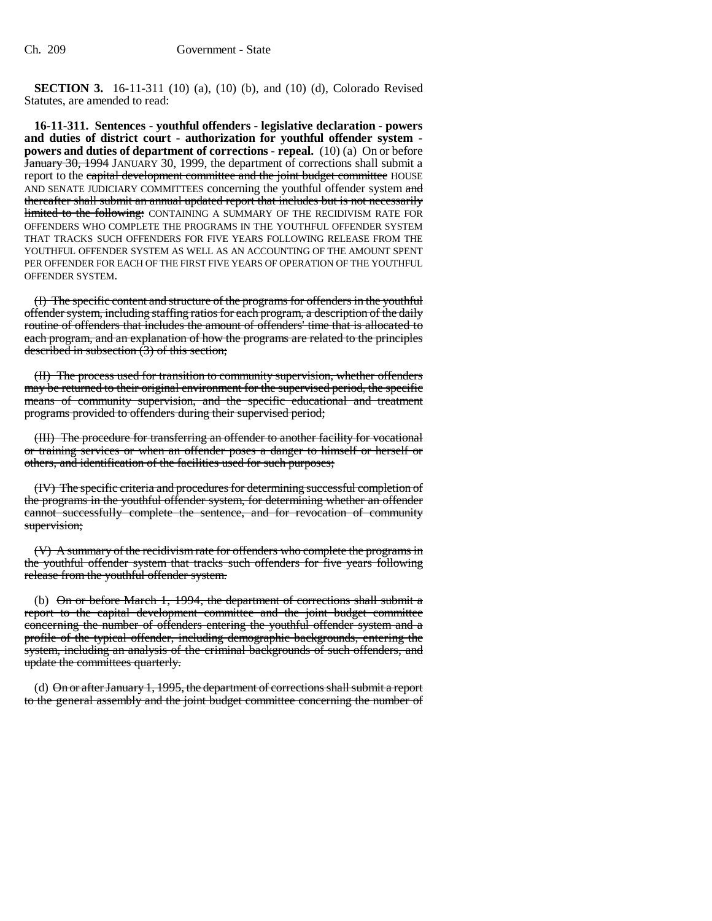**SECTION 3.** 16-11-311 (10) (a), (10) (b), and (10) (d), Colorado Revised Statutes, are amended to read:

**16-11-311. Sentences - youthful offenders - legislative declaration - powers and duties of district court - authorization for youthful offender system - powers and duties of department of corrections - repeal.** (10) (a) On or before ~~January 30, 1994~~ JANUARY 30, 1999, the department of corrections shall submit a report to the ~~capital development committee and the joint budget committee~~ HOUSE AND SENATE JUDICIARY COMMITTEES concerning the youthful offender system ~~and thereafter shall submit an annual updated report that includes but is not necessarily limited to the following:~~ CONTAINING A SUMMARY OF THE RECIDIVISM RATE FOR OFFENDERS WHO COMPLETE THE PROGRAMS IN THE YOUTHFUL OFFENDER SYSTEM THAT TRACKS SUCH OFFENDERS FOR FIVE YEARS FOLLOWING RELEASE FROM THE YOUTHFUL OFFENDER SYSTEM AS WELL AS AN ACCOUNTING OF THE AMOUNT SPENT PER OFFENDER FOR EACH OF THE FIRST FIVE YEARS OF OPERATION OF THE YOUTHFUL OFFENDER SYSTEM.

~~(I) The specific content and structure of the programs for offenders in the youthful offender system, including staffing ratios for each program, a description of the daily routine of offenders that includes the amount of offenders' time that is allocated to each program, and an explanation of how the programs are related to the principles described in subsection (3) of this section;~~

~~(II) The process used for transition to community supervision, whether offenders may be returned to their original environment for the supervised period, the specific means of community supervision, and the specific educational and treatment programs provided to offenders during their supervised period;~~

~~(III) The procedure for transferring an offender to another facility for vocational or training services or when an offender poses a danger to himself or herself or others, and identification of the facilities used for such purposes;~~

~~(IV) The specific criteria and procedures for determining successful completion of the programs in the youthful offender system, for determining whether an offender cannot successfully complete the sentence, and for revocation of community supervision;~~

~~(V) A summary of the recidivism rate for offenders who complete the programs in the youthful offender system that tracks such offenders for five years following release from the youthful offender system.~~

(b) ~~On or before March 1, 1994, the department of corrections shall submit a report to the capital development committee and the joint budget committee concerning the number of offenders entering the youthful offender system and a profile of the typical offender, including demographic backgrounds, entering the system, including an analysis of the criminal backgrounds of such offenders, and update the committees quarterly.~~

(d) ~~On or after January 1, 1995, the department of corrections shall submit a report to the general assembly and the joint budget committee concerning the number of~~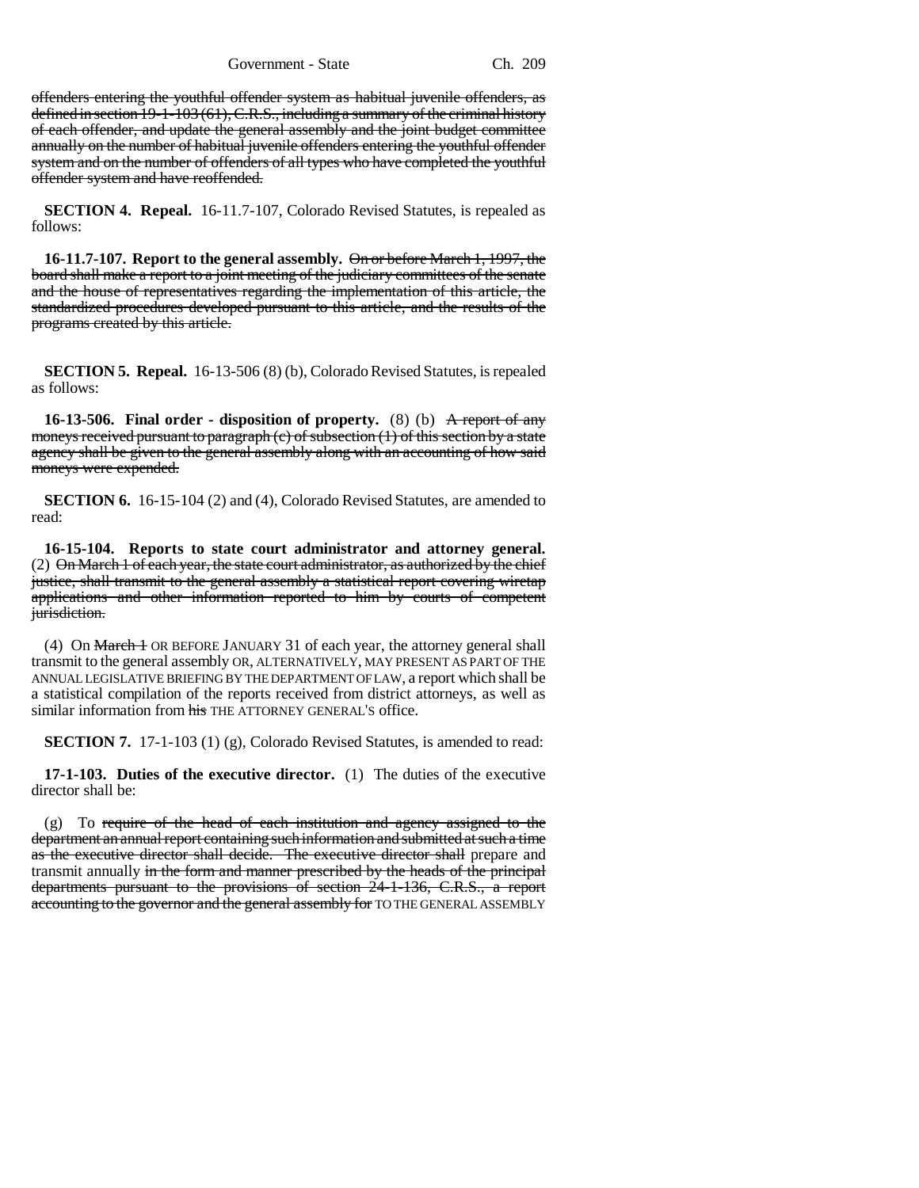offenders entering the youthful offender system as habitual juvenile offenders, as defined in section 19-1-103 (61), C.R.S., including a summary of the criminal history of each offender, and update the general assembly and the joint budget committee annually on the number of habitual juvenile offenders entering the youthful offender system and on the number of offenders of all types who have completed the youthful offender system and have reoffended.

**SECTION 4. Repeal.** 16-11.7-107, Colorado Revised Statutes, is repealed as follows:

**16-11.7-107. Report to the general assembly.** On or before March 1, 1997, the board shall make a report to a joint meeting of the judiciary committees of the senate and the house of representatives regarding the implementation of this article, the standardized procedures developed pursuant to this article, and the results of the programs created by this article.

**SECTION 5. Repeal.** 16-13-506 (8) (b), Colorado Revised Statutes, is repealed as follows:

**16-13-506. Final order - disposition of property.** (8) (b) A report of any moneys received pursuant to paragraph (c) of subsection (1) of this section by a state agency shall be given to the general assembly along with an accounting of how said moneys were expended.

**SECTION 6.** 16-15-104 (2) and (4), Colorado Revised Statutes, are amended to read:

**16-15-104. Reports to state court administrator and attorney general.** (2) On March 1 of each year, the state court administrator, as authorized by the chief justice, shall transmit to the general assembly a statistical report covering wiretap applications and other information reported to him by courts of competent jurisdiction.

(4) On March 1 OR BEFORE JANUARY 31 of each year, the attorney general shall transmit to the general assembly OR, ALTERNATIVELY, MAY PRESENT AS PART OF THE ANNUAL LEGISLATIVE BRIEFING BY THE DEPARTMENT OF LAW, a report which shall be a statistical compilation of the reports received from district attorneys, as well as similar information from his THE ATTORNEY GENERAL'S office.

**SECTION 7.** 17-1-103 (1) (g), Colorado Revised Statutes, is amended to read:

**17-1-103. Duties of the executive director.** (1) The duties of the executive director shall be:

(g) To require of the head of each institution and agency assigned to the department an annual report containing such information and submitted at such a time as the executive director shall decide. The executive director shall prepare and transmit annually in the form and manner prescribed by the heads of the principal departments pursuant to the provisions of section 24-1-136, C.R.S., a report accounting to the governor and the general assembly for TO THE GENERAL ASSEMBLY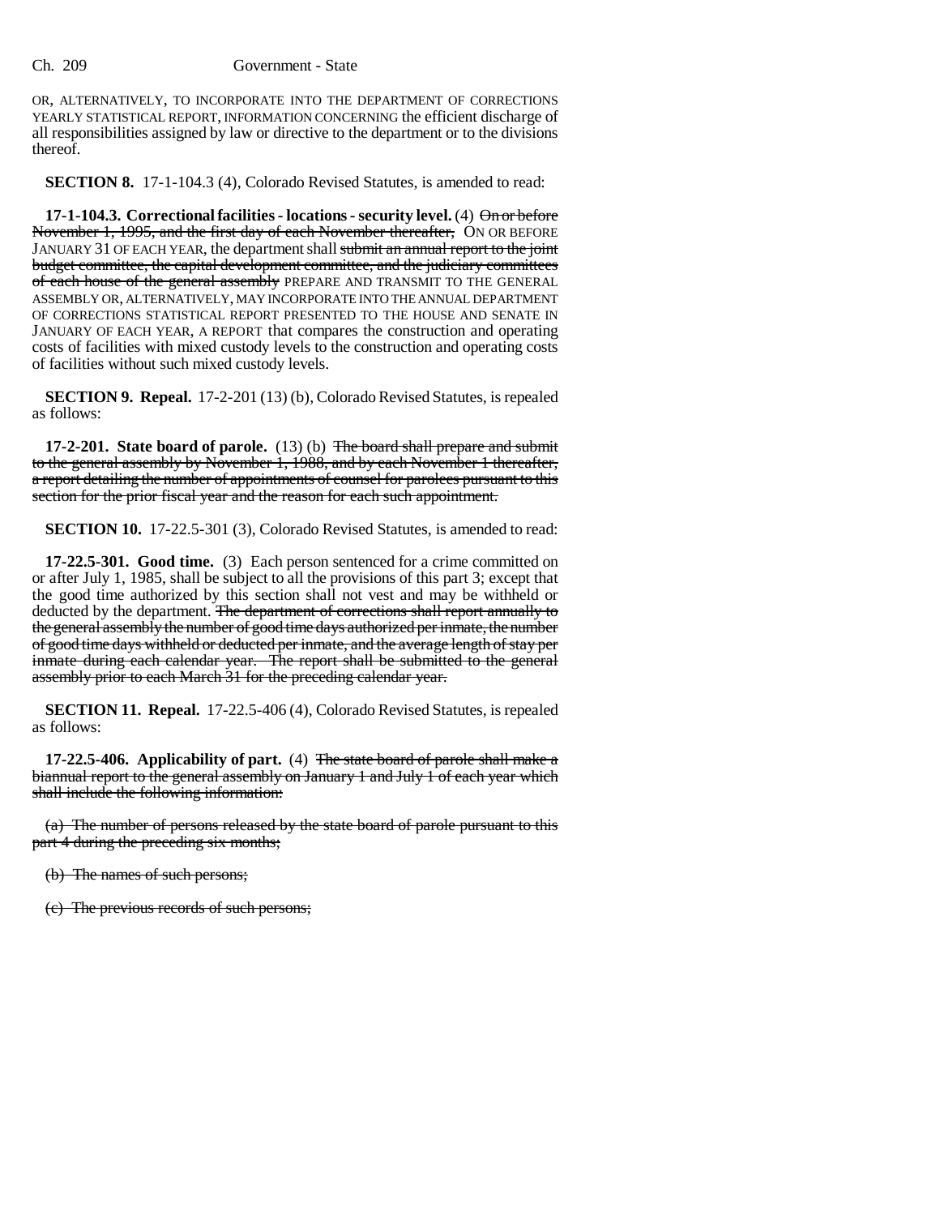OR, ALTERNATIVELY, TO INCORPORATE INTO THE DEPARTMENT OF CORRECTIONS YEARLY STATISTICAL REPORT, INFORMATION CONCERNING the efficient discharge of all responsibilities assigned by law or directive to the department or to the divisions thereof.

**SECTION 8.** 17-1-104.3 (4), Colorado Revised Statutes, is amended to read:

**17-1-104.3. Correctional facilities - locations - security level.** (4) ~~On or before November 1, 1995, and the first day of each November thereafter,~~ ON OR BEFORE JANUARY 31 OF EACH YEAR, the department shall ~~submit an annual report to the joint budget committee, the capital development committee, and the judiciary committees of each house of the general assembly~~ PREPARE AND TRANSMIT TO THE GENERAL ASSEMBLY OR, ALTERNATIVELY, MAY INCORPORATE INTO THE ANNUAL DEPARTMENT OF CORRECTIONS STATISTICAL REPORT PRESENTED TO THE HOUSE AND SENATE IN JANUARY OF EACH YEAR, A REPORT that compares the construction and operating costs of facilities with mixed custody levels to the construction and operating costs of facilities without such mixed custody levels.

**SECTION 9. Repeal.** 17-2-201 (13) (b), Colorado Revised Statutes, is repealed as follows:

**17-2-201. State board of parole.** (13) (b) ~~The board shall prepare and submit to the general assembly by November 1, 1988, and by each November 1 thereafter, a report detailing the number of appointments of counsel for parolees pursuant to this section for the prior fiscal year and the reason for each such appointment.~~

**SECTION 10.** 17-22.5-301 (3), Colorado Revised Statutes, is amended to read:

**17-22.5-301. Good time.** (3) Each person sentenced for a crime committed on or after July 1, 1985, shall be subject to all the provisions of this part 3; except that the good time authorized by this section shall not vest and may be withheld or deducted by the department. ~~The department of corrections shall report annually to the general assembly the number of good time days authorized per inmate, the number of good time days withheld or deducted per inmate, and the average length of stay per inmate during each calendar year. The report shall be submitted to the general assembly prior to each March 31 for the preceding calendar year.~~

**SECTION 11. Repeal.** 17-22.5-406 (4), Colorado Revised Statutes, is repealed as follows:

**17-22.5-406. Applicability of part.** (4) ~~The state board of parole shall make a biannual report to the general assembly on January 1 and July 1 of each year which shall include the following information:~~

~~(a) The number of persons released by the state board of parole pursuant to this part 4 during the preceding six months;~~

~~(b) The names of such persons;~~

~~(c) The previous records of such persons;~~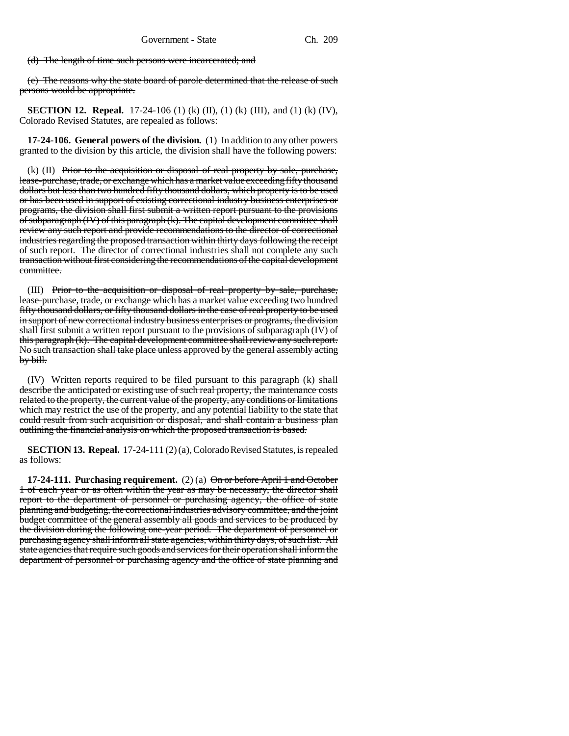(d) ~~The length of time such persons were incarcerated; and~~

(e) ~~The reasons why the state board of parole determined that the release of such persons would be appropriate.~~

**SECTION 12. Repeal.** 17-24-106 (1) (k) (II), (1) (k) (III), and (1) (k) (IV), Colorado Revised Statutes, are repealed as follows:

**17-24-106. General powers of the division.** (1) In addition to any other powers granted to the division by this article, the division shall have the following powers:

(k) (II) ~~Prior to the acquisition or disposal of real property by sale, purchase, lease-purchase, trade, or exchange which has a market value exceeding fifty thousand dollars but less than two hundred fifty thousand dollars, which property is to be used or has been used in support of existing correctional industry business enterprises or programs, the division shall first submit a written report pursuant to the provisions of subparagraph (IV) of this paragraph (k). The capital development committee shall review any such report and provide recommendations to the director of correctional industries regarding the proposed transaction within thirty days following the receipt of such report. The director of correctional industries shall not complete any such transaction without first considering the recommendations of the capital development committee.~~

(III) ~~Prior to the acquisition or disposal of real property by sale, purchase, lease-purchase, trade, or exchange which has a market value exceeding two hundred fifty thousand dollars, or fifty thousand dollars in the case of real property to be used in support of new correctional industry business enterprises or programs, the division shall first submit a written report pursuant to the provisions of subparagraph (IV) of this paragraph (k). The capital development committee shall review any such report. No such transaction shall take place unless approved by the general assembly acting by bill.~~

(IV) ~~Written reports required to be filed pursuant to this paragraph (k) shall describe the anticipated or existing use of such real property, the maintenance costs related to the property, the current value of the property, any conditions or limitations which may restrict the use of the property, and any potential liability to the state that could result from such acquisition or disposal, and shall contain a business plan outlining the financial analysis on which the proposed transaction is based.~~

**SECTION 13. Repeal.** 17-24-111 (2) (a), Colorado Revised Statutes, is repealed as follows:

**17-24-111. Purchasing requirement.** (2) (a) ~~On or before April 1 and October 1 of each year or as often within the year as may be necessary, the director shall report to the department of personnel or purchasing agency, the office of state planning and budgeting, the correctional industries advisory committee, and the joint budget committee of the general assembly all goods and services to be produced by the division during the following one-year period. The department of personnel or purchasing agency shall inform all state agencies, within thirty days, of such list. All state agencies that require such goods and services for their operation shall inform the department of personnel or purchasing agency and the office of state planning and~~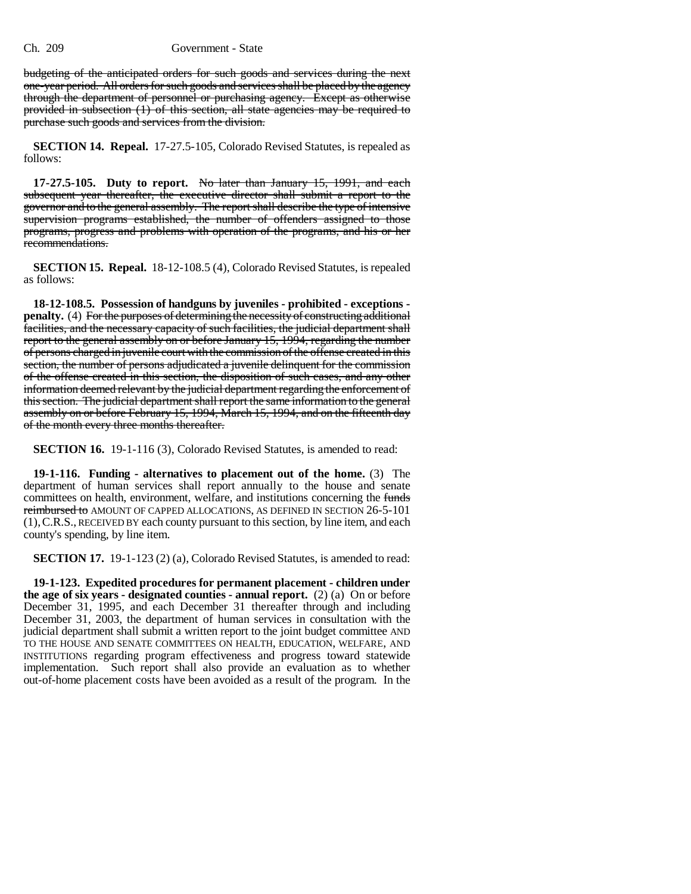budgeting of the anticipated orders for such goods and services during the next one-year period. All orders for such goods and services shall be placed by the agency through the department of personnel or purchasing agency. Except as otherwise provided in subsection (1) of this section, all state agencies may be required to purchase such goods and services from the division.

**SECTION 14. Repeal.** 17-27.5-105, Colorado Revised Statutes, is repealed as follows:

**17-27.5-105. Duty to report.** No later than January 15, 1991, and each subsequent year thereafter, the executive director shall submit a report to the governor and to the general assembly. The report shall describe the type of intensive supervision programs established, the number of offenders assigned to those programs, progress and problems with operation of the programs, and his or her recommendations.

**SECTION 15. Repeal.** 18-12-108.5 (4), Colorado Revised Statutes, is repealed as follows:

**18-12-108.5. Possession of handguns by juveniles - prohibited - exceptions - penalty.** (4) For the purposes of determining the necessity of constructing additional facilities, and the necessary capacity of such facilities, the judicial department shall report to the general assembly on or before January 15, 1994, regarding the number of persons charged in juvenile court with the commission of the offense created in this section, the number of persons adjudicated a juvenile delinquent for the commission of the offense created in this section, the disposition of such cases, and any other information deemed relevant by the judicial department regarding the enforcement of this section. The judicial department shall report the same information to the general assembly on or before February 15, 1994, March 15, 1994, and on the fifteenth day of the month every three months thereafter.

**SECTION 16.** 19-1-116 (3), Colorado Revised Statutes, is amended to read:

**19-1-116. Funding - alternatives to placement out of the home.** (3) The department of human services shall report annually to the house and senate committees on health, environment, welfare, and institutions concerning the funds reimbursed to AMOUNT OF CAPPED ALLOCATIONS, AS DEFINED IN SECTION 26-5-101 (1), C.R.S., RECEIVED BY each county pursuant to this section, by line item, and each county's spending, by line item.

**SECTION 17.** 19-1-123 (2) (a), Colorado Revised Statutes, is amended to read:

**19-1-123. Expedited procedures for permanent placement - children under the age of six years - designated counties - annual report.** (2) (a) On or before December 31, 1995, and each December 31 thereafter through and including December 31, 2003, the department of human services in consultation with the judicial department shall submit a written report to the joint budget committee AND TO THE HOUSE AND SENATE COMMITTEES ON HEALTH, EDUCATION, WELFARE, AND INSTITUTIONS regarding program effectiveness and progress toward statewide implementation. Such report shall also provide an evaluation as to whether out-of-home placement costs have been avoided as a result of the program. In the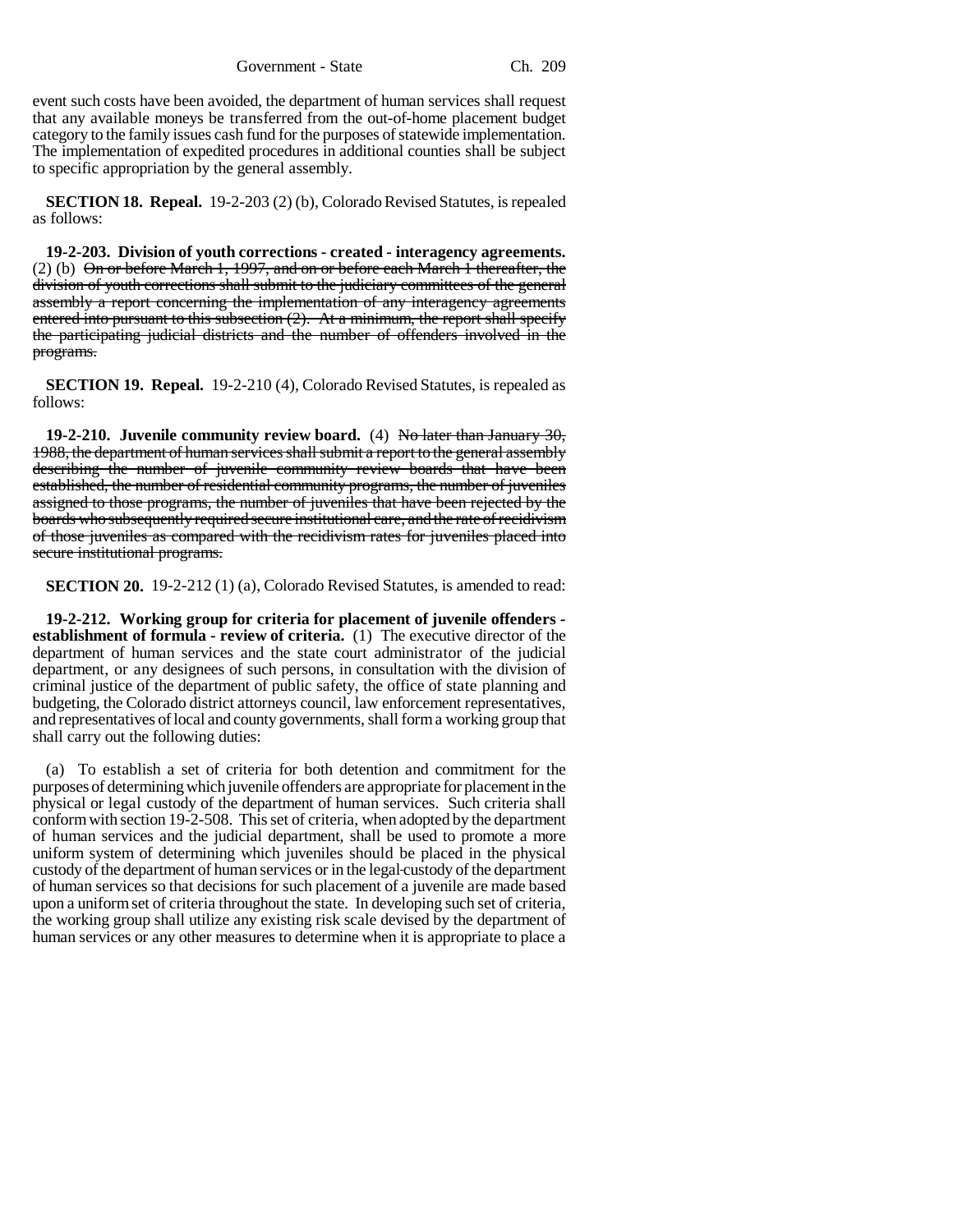event such costs have been avoided, the department of human services shall request that any available moneys be transferred from the out-of-home placement budget category to the family issues cash fund for the purposes of statewide implementation. The implementation of expedited procedures in additional counties shall be subject to specific appropriation by the general assembly.

**SECTION 18. Repeal.** 19-2-203 (2) (b), Colorado Revised Statutes, is repealed as follows:

**19-2-203. Division of youth corrections - created - interagency agreements.** (2) (b) ~~On or before March 1, 1997, and on or before each March 1 thereafter, the division of youth corrections shall submit to the judiciary committees of the general assembly a report concerning the implementation of any interagency agreements entered into pursuant to this subsection (2). At a minimum, the report shall specify the participating judicial districts and the number of offenders involved in the programs.~~

**SECTION 19. Repeal.** 19-2-210 (4), Colorado Revised Statutes, is repealed as follows:

**19-2-210. Juvenile community review board.** (4) ~~No later than January 30, 1988, the department of human services shall submit a report to the general assembly describing the number of juvenile community review boards that have been established, the number of residential community programs, the number of juveniles assigned to those programs, the number of juveniles that have been rejected by the boards who subsequently required secure institutional care, and the rate of recidivism of those juveniles as compared with the recidivism rates for juveniles placed into secure institutional programs.~~

**SECTION 20.** 19-2-212 (1) (a), Colorado Revised Statutes, is amended to read:

**19-2-212. Working group for criteria for placement of juvenile offenders - establishment of formula - review of criteria.** (1) The executive director of the department of human services and the state court administrator of the judicial department, or any designees of such persons, in consultation with the division of criminal justice of the department of public safety, the office of state planning and budgeting, the Colorado district attorneys council, law enforcement representatives, and representatives of local and county governments, shall form a working group that shall carry out the following duties:

(a) To establish a set of criteria for both detention and commitment for the purposes of determining which juvenile offenders are appropriate for placement in the physical or legal custody of the department of human services. Such criteria shall conform with section 19-2-508. This set of criteria, when adopted by the department of human services and the judicial department, shall be used to promote a more uniform system of determining which juveniles should be placed in the physical custody of the department of human services or in the legal custody of the department of human services so that decisions for such placement of a juvenile are made based upon a uniform set of criteria throughout the state. In developing such set of criteria, the working group shall utilize any existing risk scale devised by the department of human services or any other measures to determine when it is appropriate to place a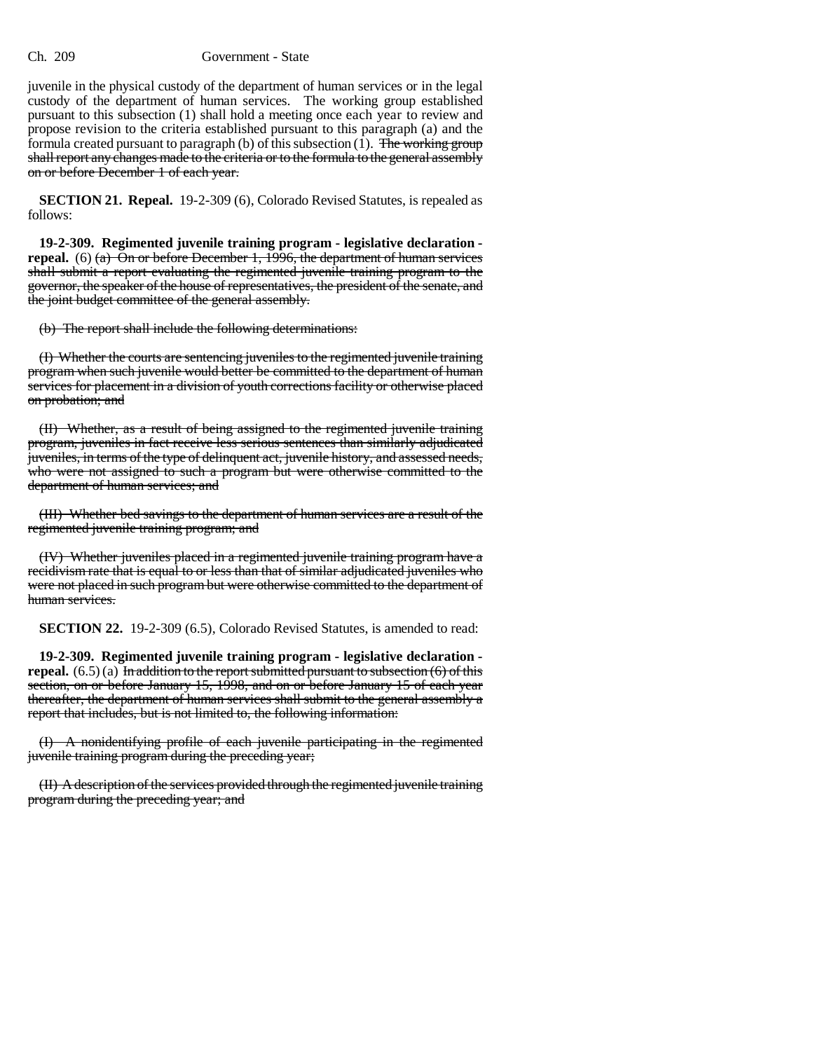juvenile in the physical custody of the department of human services or in the legal custody of the department of human services. The working group established pursuant to this subsection (1) shall hold a meeting once each year to review and propose revision to the criteria established pursuant to this paragraph (a) and the formula created pursuant to paragraph (b) of this subsection (1). ~~The working group shall report any changes made to the criteria or to the formula to the general assembly on or before December 1 of each year.~~

**SECTION 21. Repeal.** 19-2-309 (6), Colorado Revised Statutes, is repealed as follows:

**19-2-309. Regimented juvenile training program - legislative declaration - repeal.** (6) ~~(a) On or before December 1, 1996, the department of human services shall submit a report evaluating the regimented juvenile training program to the governor, the speaker of the house of representatives, the president of the senate, and the joint budget committee of the general assembly.~~

~~(b) The report shall include the following determinations:~~

~~(I) Whether the courts are sentencing juveniles to the regimented juvenile training program when such juvenile would better be committed to the department of human services for placement in a division of youth corrections facility or otherwise placed on probation; and~~

~~(II) Whether, as a result of being assigned to the regimented juvenile training program, juveniles in fact receive less serious sentences than similarly adjudicated juveniles, in terms of the type of delinquent act, juvenile history, and assessed needs, who were not assigned to such a program but were otherwise committed to the department of human services; and~~

~~(III) Whether bed savings to the department of human services are a result of the regimented juvenile training program; and~~

~~(IV) Whether juveniles placed in a regimented juvenile training program have a recidivism rate that is equal to or less than that of similar adjudicated juveniles who were not placed in such program but were otherwise committed to the department of human services.~~

**SECTION 22.** 19-2-309 (6.5), Colorado Revised Statutes, is amended to read:

**19-2-309. Regimented juvenile training program - legislative declaration - repeal.** (6.5) (a) ~~In addition to the report submitted pursuant to subsection (6) of this section, on or before January 15, 1998, and on or before January 15 of each year thereafter, the department of human services shall submit to the general assembly a report that includes, but is not limited to, the following information:~~

~~(I) A nonidentifying profile of each juvenile participating in the regimented juvenile training program during the preceding year;~~

~~(II) A description of the services provided through the regimented juvenile training program during the preceding year; and~~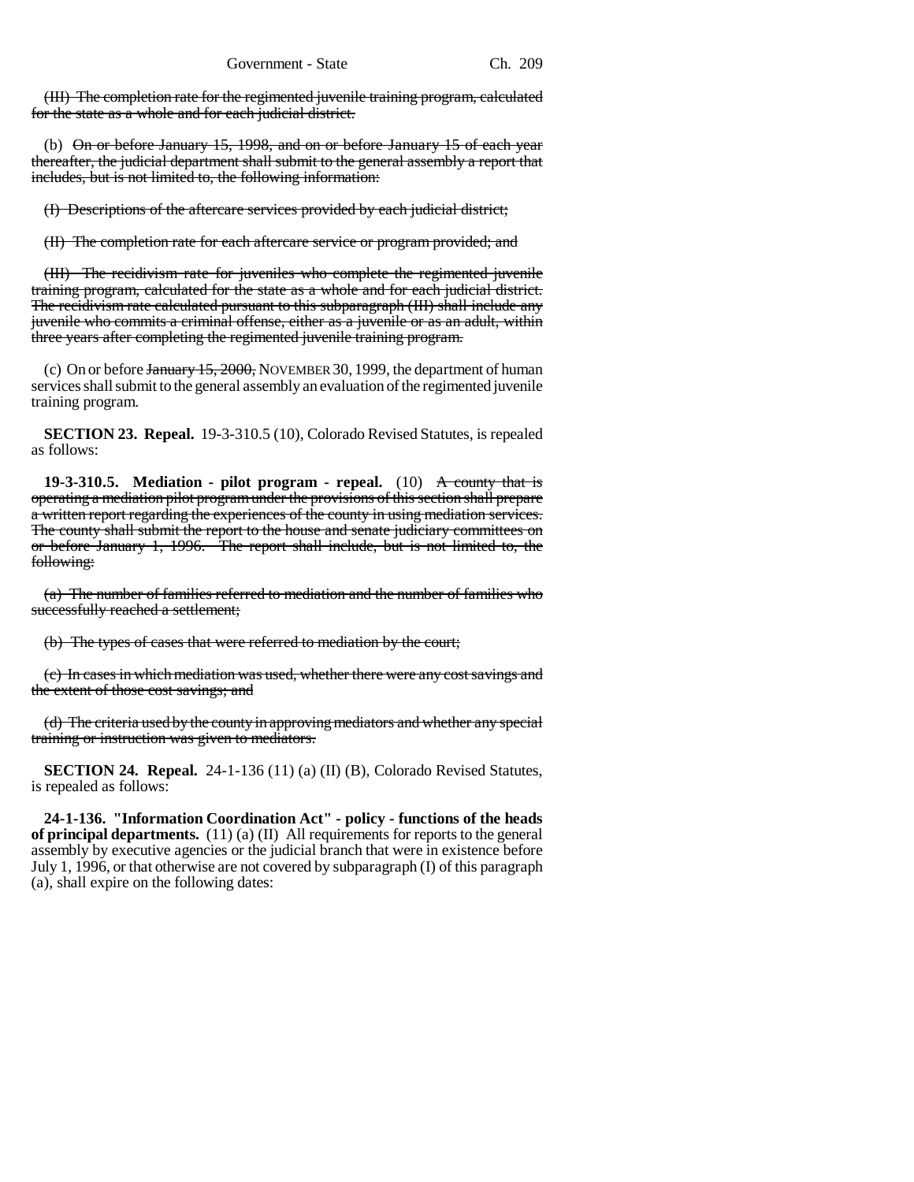(III) ~~The completion rate for the regimented juvenile training program, calculated for the state as a whole and for each judicial district.~~

(b) ~~On or before January 15, 1998, and on or before January 15 of each year thereafter, the judicial department shall submit to the general assembly a report that includes, but is not limited to, the following information:~~

~~(I) Descriptions of the aftercare services provided by each judicial district;~~

~~(II) The completion rate for each aftercare service or program provided; and~~

~~(III) The recidivism rate for juveniles who complete the regimented juvenile training program, calculated for the state as a whole and for each judicial district. The recidivism rate calculated pursuant to this subparagraph (III) shall include any juvenile who commits a criminal offense, either as a juvenile or as an adult, within three years after completing the regimented juvenile training program.~~

(c) On or before ~~January 15, 2000,~~ NOVEMBER 30, 1999, the department of human services shall submit to the general assembly an evaluation of the regimented juvenile training program.

**SECTION 23. Repeal.** 19-3-310.5 (10), Colorado Revised Statutes, is repealed as follows:

**19-3-310.5. Mediation - pilot program - repeal.** (10) ~~A county that is operating a mediation pilot program under the provisions of this section shall prepare a written report regarding the experiences of the county in using mediation services. The county shall submit the report to the house and senate judiciary committees on or before January 1, 1996. The report shall include, but is not limited to, the following:~~

~~(a) The number of families referred to mediation and the number of families who successfully reached a settlement;~~

~~(b) The types of cases that were referred to mediation by the court;~~

~~(c) In cases in which mediation was used, whether there were any cost savings and the extent of those cost savings; and~~

~~(d) The criteria used by the county in approving mediators and whether any special training or instruction was given to mediators.~~

**SECTION 24. Repeal.** 24-1-136 (11) (a) (II) (B), Colorado Revised Statutes, is repealed as follows:

**24-1-136. "Information Coordination Act" - policy - functions of the heads of principal departments.** (11) (a) (II) All requirements for reports to the general assembly by executive agencies or the judicial branch that were in existence before July 1, 1996, or that otherwise are not covered by subparagraph (I) of this paragraph (a), shall expire on the following dates: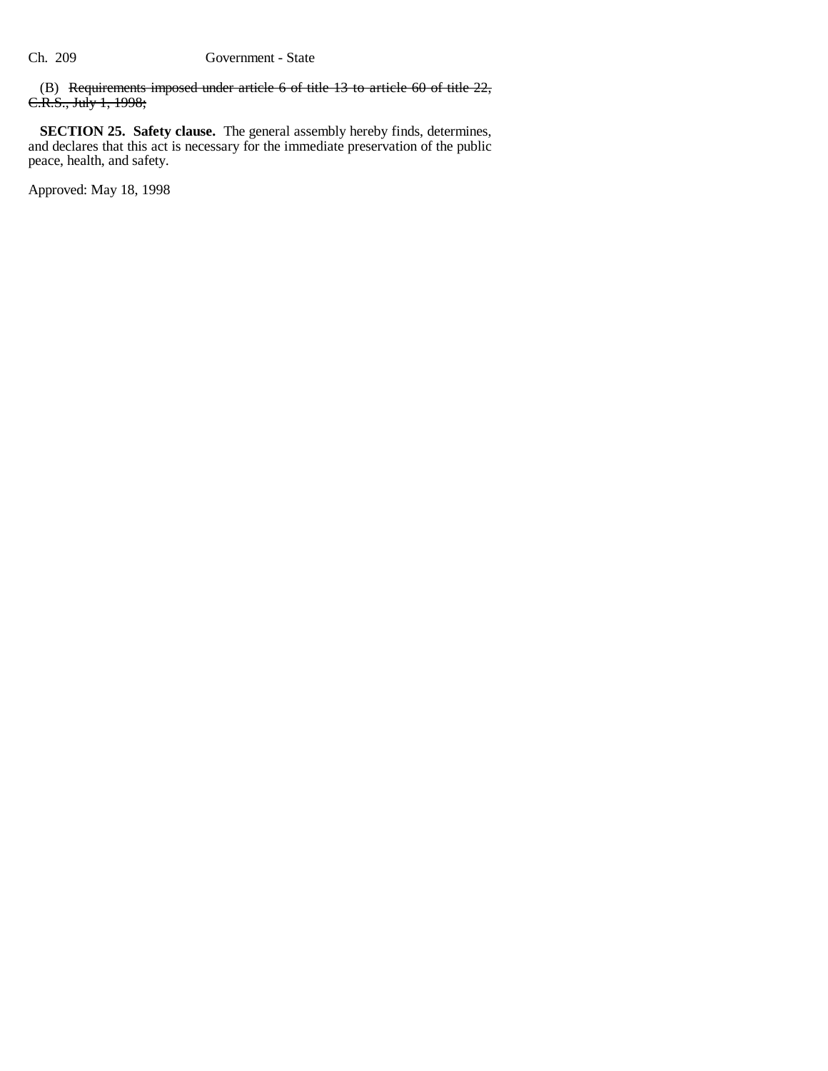(B) ~~Requirements imposed under article 6 of title 13 to article 60 of title 22, C.R.S., July 1, 1998;~~

**SECTION 25. Safety clause.** The general assembly hereby finds, determines, and declares that this act is necessary for the immediate preservation of the public peace, health, and safety.

Approved: May 18, 1998